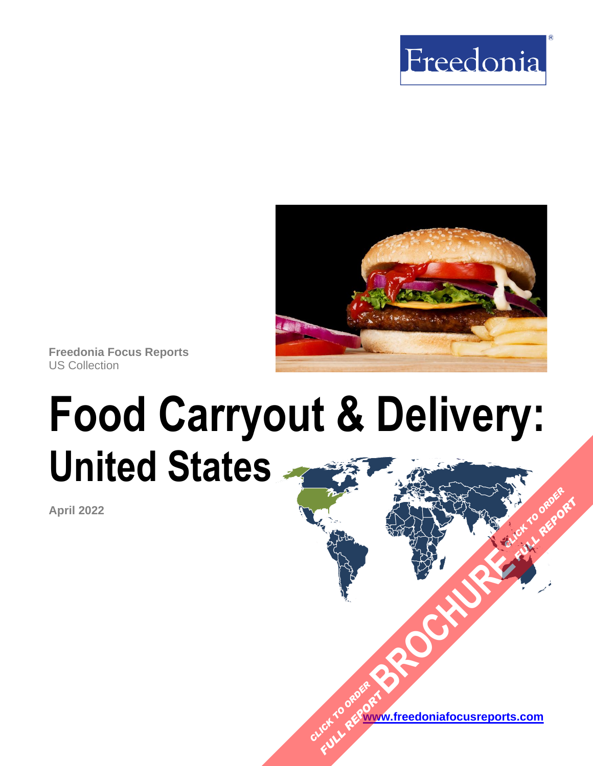Freedonia

Freedonia Focus Reports
US Collection

# Food Carryout & Delivery:
## United States

**April 2022**

CLICK TO ORDER FULL REPORT BROCHURE CLICK TO ORDER FULL REPORT

[www.freedoniafocusreports.com](http://www.freedoniafocusreports.com)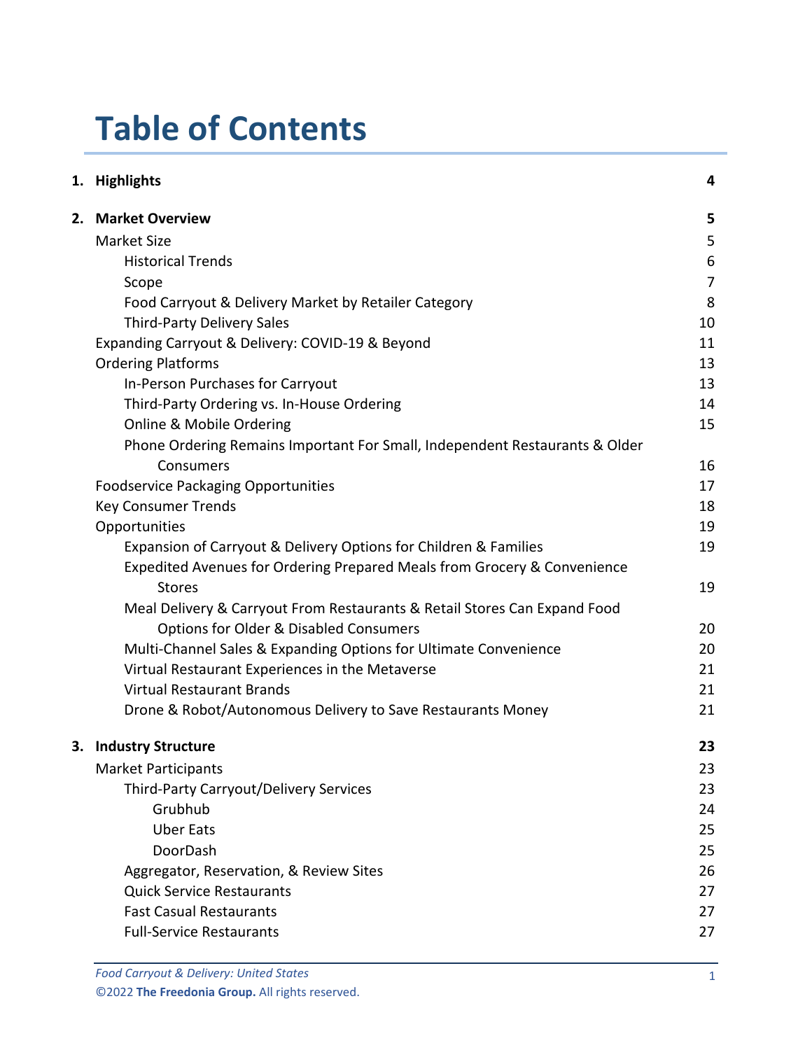# Table of Contents

| | | |
|---|---|---|
| **1.** | **Highlights** | **4** |
| **2.** | **Market Overview** | **5** |
| | Market Size | 5 |
| | Historical Trends | 6 |
| | Scope | 7 |
| | Food Carryout & Delivery Market by Retailer Category | 8 |
| | Third-Party Delivery Sales | 10 |
| | Expanding Carryout & Delivery: COVID-19 & Beyond | 11 |
| | Ordering Platforms | 13 |
| | In-Person Purchases for Carryout | 13 |
| | Third-Party Ordering vs. In-House Ordering | 14 |
| | Online & Mobile Ordering | 15 |
| | Phone Ordering Remains Important For Small, Independent Restaurants & Older Consumers | 16 |
| | Foodservice Packaging Opportunities | 17 |
| | Key Consumer Trends | 18 |
| | Opportunities | 19 |
| | Expansion of Carryout & Delivery Options for Children & Families | 19 |
| | Expedited Avenues for Ordering Prepared Meals from Grocery & Convenience Stores | 19 |
| | Meal Delivery & Carryout From Restaurants & Retail Stores Can Expand Food Options for Older & Disabled Consumers | 20 |
| | Multi-Channel Sales & Expanding Options for Ultimate Convenience | 20 |
| | Virtual Restaurant Experiences in the Metaverse | 21 |
| | Virtual Restaurant Brands | 21 |
| | Drone & Robot/Autonomous Delivery to Save Restaurants Money | 21 |
| **3.** | **Industry Structure** | **23** |
| | Market Participants | 23 |
| | Third-Party Carryout/Delivery Services | 23 |
| | Grubhub | 24 |
| | Uber Eats | 25 |
| | DoorDash | 25 |
| | Aggregator, Reservation, & Review Sites | 26 |
| | Quick Service Restaurants | 27 |
| | Fast Casual Restaurants | 27 |
| | Full-Service Restaurants | 27 |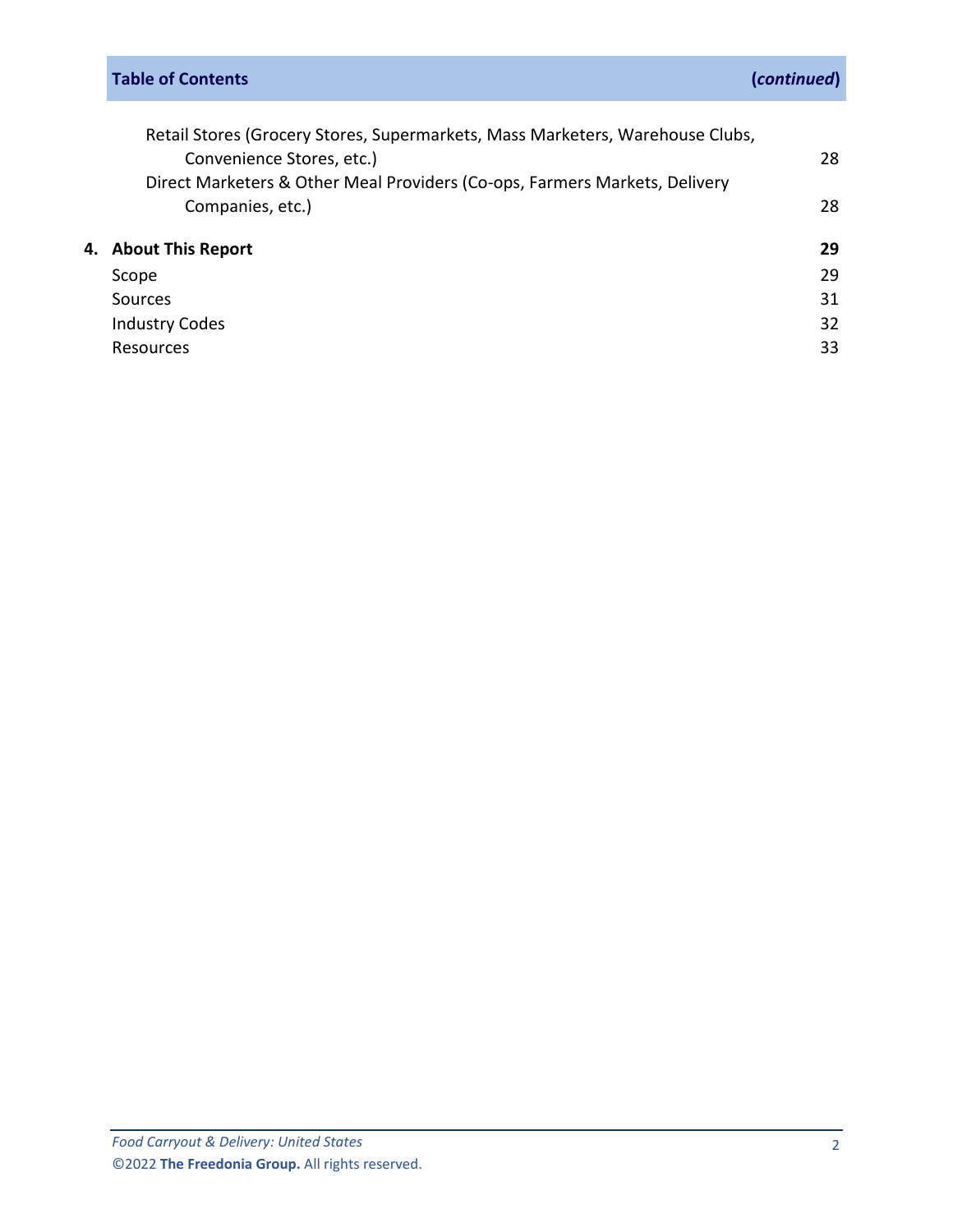**Table of Contents** ***(continued)***

| | |
|---|---|
| Retail Stores (Grocery Stores, Supermarkets, Mass Marketers, Warehouse Clubs, Convenience Stores, etc.) | 28 |
| Direct Marketers & Other Meal Providers (Co-ops, Farmers Markets, Delivery Companies, etc.) | 28 |
| **4. About This Report** | **29** |
| Scope | 29 |
| Sources | 31 |
| Industry Codes | 32 |
| Resources | 33 |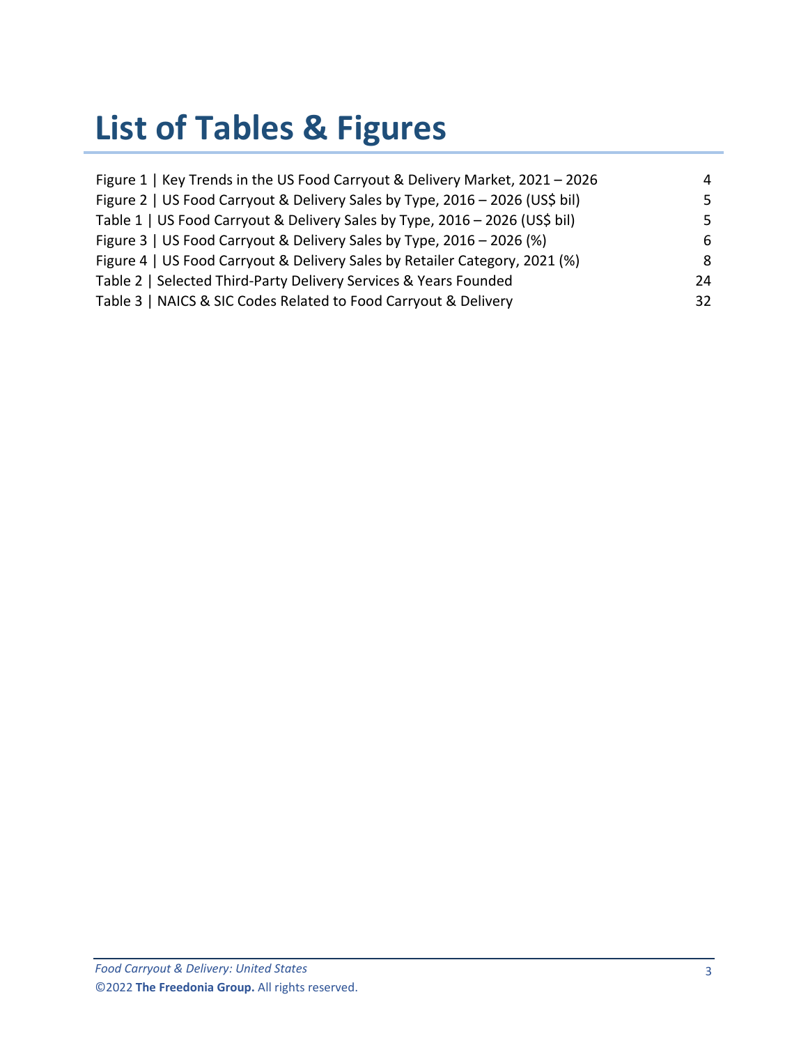# List of Tables & Figures

| | |
|---|---|
| Figure 1 \| Key Trends in the US Food Carryout & Delivery Market, 2021 – 2026 | 4 |
| Figure 2 \| US Food Carryout & Delivery Sales by Type, 2016 – 2026 (US$ bil) | 5 |
| Table 1 \| US Food Carryout & Delivery Sales by Type, 2016 – 2026 (US$ bil) | 5 |
| Figure 3 \| US Food Carryout & Delivery Sales by Type, 2016 – 2026 (%) | 6 |
| Figure 4 \| US Food Carryout & Delivery Sales by Retailer Category, 2021 (%) | 8 |
| Table 2 \| Selected Third-Party Delivery Services & Years Founded | 24 |
| Table 3 \| NAICS & SIC Codes Related to Food Carryout & Delivery | 32 |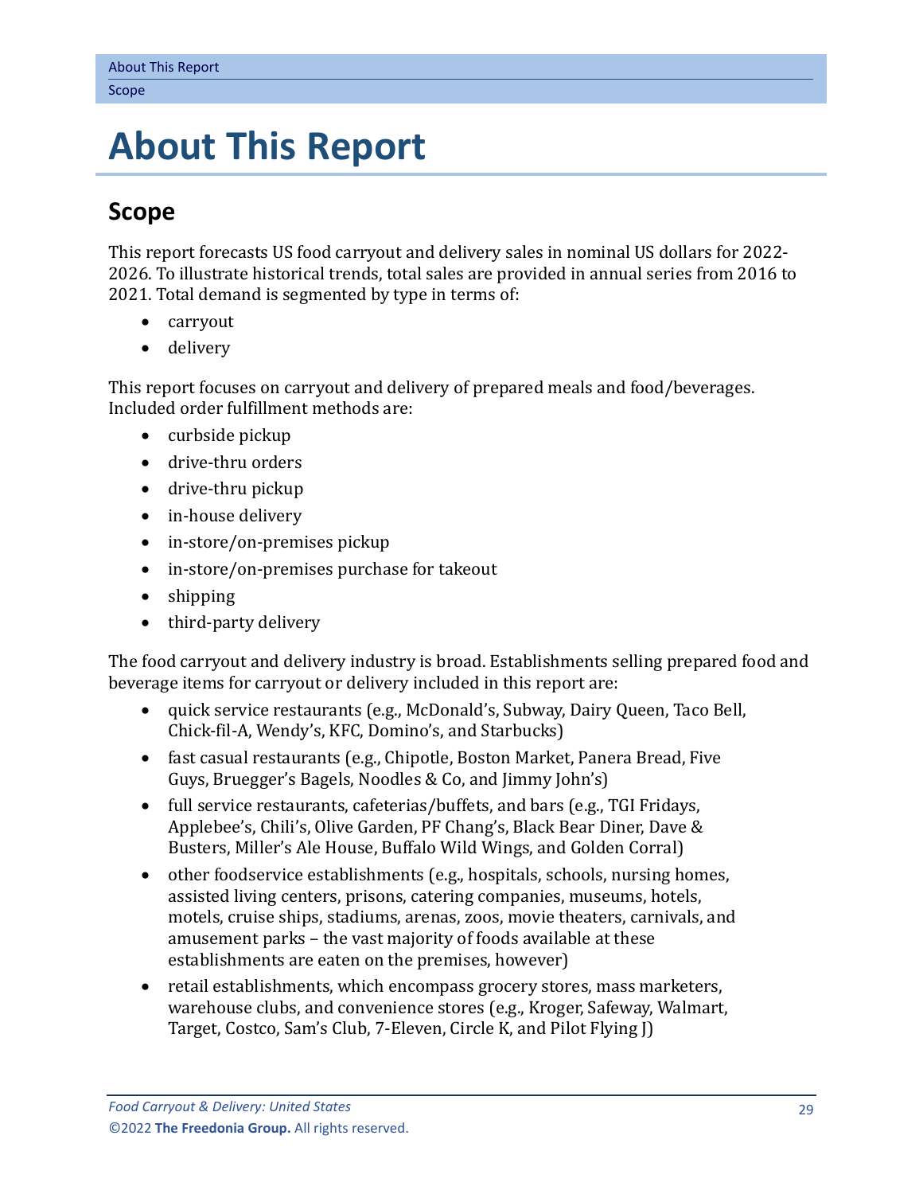# About This Report

## Scope

This report forecasts US food carryout and delivery sales in nominal US dollars for 2022-2026. To illustrate historical trends, total sales are provided in annual series from 2016 to 2021. Total demand is segmented by type in terms of:

- carryout
- delivery

This report focuses on carryout and delivery of prepared meals and food/beverages. Included order fulfillment methods are:

- curbside pickup
- drive-thru orders
- drive-thru pickup
- in-house delivery
- in-store/on-premises pickup
- in-store/on-premises purchase for takeout
- shipping
- third-party delivery

The food carryout and delivery industry is broad. Establishments selling prepared food and beverage items for carryout or delivery included in this report are:

- quick service restaurants (e.g., McDonald's, Subway, Dairy Queen, Taco Bell, Chick-fil-A, Wendy's, KFC, Domino's, and Starbucks)
- fast casual restaurants (e.g., Chipotle, Boston Market, Panera Bread, Five Guys, Bruegger's Bagels, Noodles & Co, and Jimmy John's)
- full service restaurants, cafeterias/buffets, and bars (e.g., TGI Fridays, Applebee's, Chili's, Olive Garden, PF Chang's, Black Bear Diner, Dave & Busters, Miller's Ale House, Buffalo Wild Wings, and Golden Corral)
- other foodservice establishments (e.g., hospitals, schools, nursing homes, assisted living centers, prisons, catering companies, museums, hotels, motels, cruise ships, stadiums, arenas, zoos, movie theaters, carnivals, and amusement parks – the vast majority of foods available at these establishments are eaten on the premises, however)
- retail establishments, which encompass grocery stores, mass marketers, warehouse clubs, and convenience stores (e.g., Kroger, Safeway, Walmart, Target, Costco, Sam's Club, 7-Eleven, Circle K, and Pilot Flying J)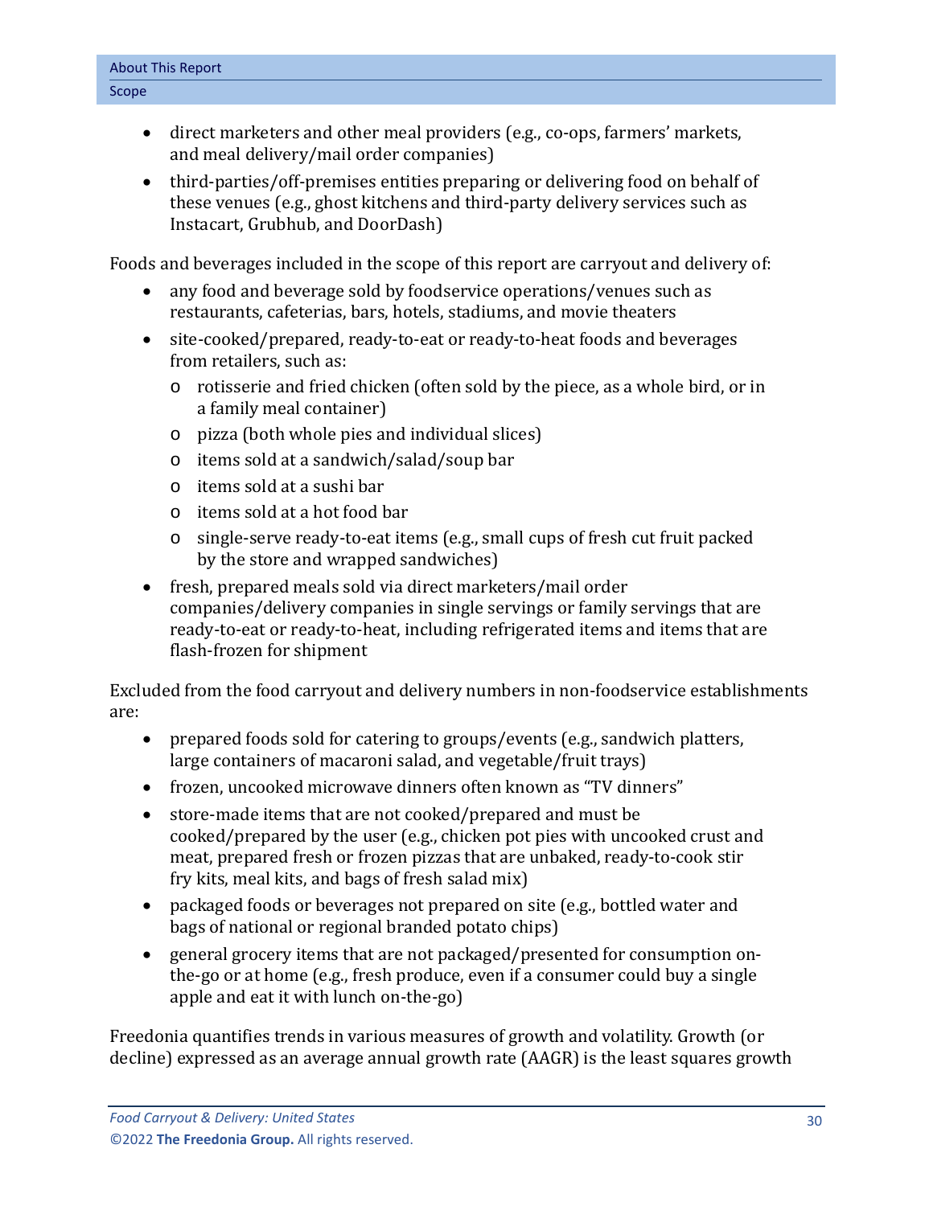- direct marketers and other meal providers (e.g., co-ops, farmers' markets, and meal delivery/mail order companies)
- third-parties/off-premises entities preparing or delivering food on behalf of these venues (e.g., ghost kitchens and third-party delivery services such as Instacart, Grubhub, and DoorDash)

Foods and beverages included in the scope of this report are carryout and delivery of:

- any food and beverage sold by foodservice operations/venues such as restaurants, cafeterias, bars, hotels, stadiums, and movie theaters
- site-cooked/prepared, ready-to-eat or ready-to-heat foods and beverages from retailers, such as:
    - rotisserie and fried chicken (often sold by the piece, as a whole bird, or in a family meal container)
    - pizza (both whole pies and individual slices)
    - items sold at a sandwich/salad/soup bar
    - items sold at a sushi bar
    - items sold at a hot food bar
    - single-serve ready-to-eat items (e.g., small cups of fresh cut fruit packed by the store and wrapped sandwiches)
- fresh, prepared meals sold via direct marketers/mail order companies/delivery companies in single servings or family servings that are ready-to-eat or ready-to-heat, including refrigerated items and items that are flash-frozen for shipment

Excluded from the food carryout and delivery numbers in non-foodservice establishments are:

- prepared foods sold for catering to groups/events (e.g., sandwich platters, large containers of macaroni salad, and vegetable/fruit trays)
- frozen, uncooked microwave dinners often known as "TV dinners"
- store-made items that are not cooked/prepared and must be cooked/prepared by the user (e.g., chicken pot pies with uncooked crust and meat, prepared fresh or frozen pizzas that are unbaked, ready-to-cook stir fry kits, meal kits, and bags of fresh salad mix)
- packaged foods or beverages not prepared on site (e.g., bottled water and bags of national or regional branded potato chips)
- general grocery items that are not packaged/presented for consumption on-the-go or at home (e.g., fresh produce, even if a consumer could buy a single apple and eat it with lunch on-the-go)

Freedonia quantifies trends in various measures of growth and volatility. Growth (or decline) expressed as an average annual growth rate (AAGR) is the least squares growth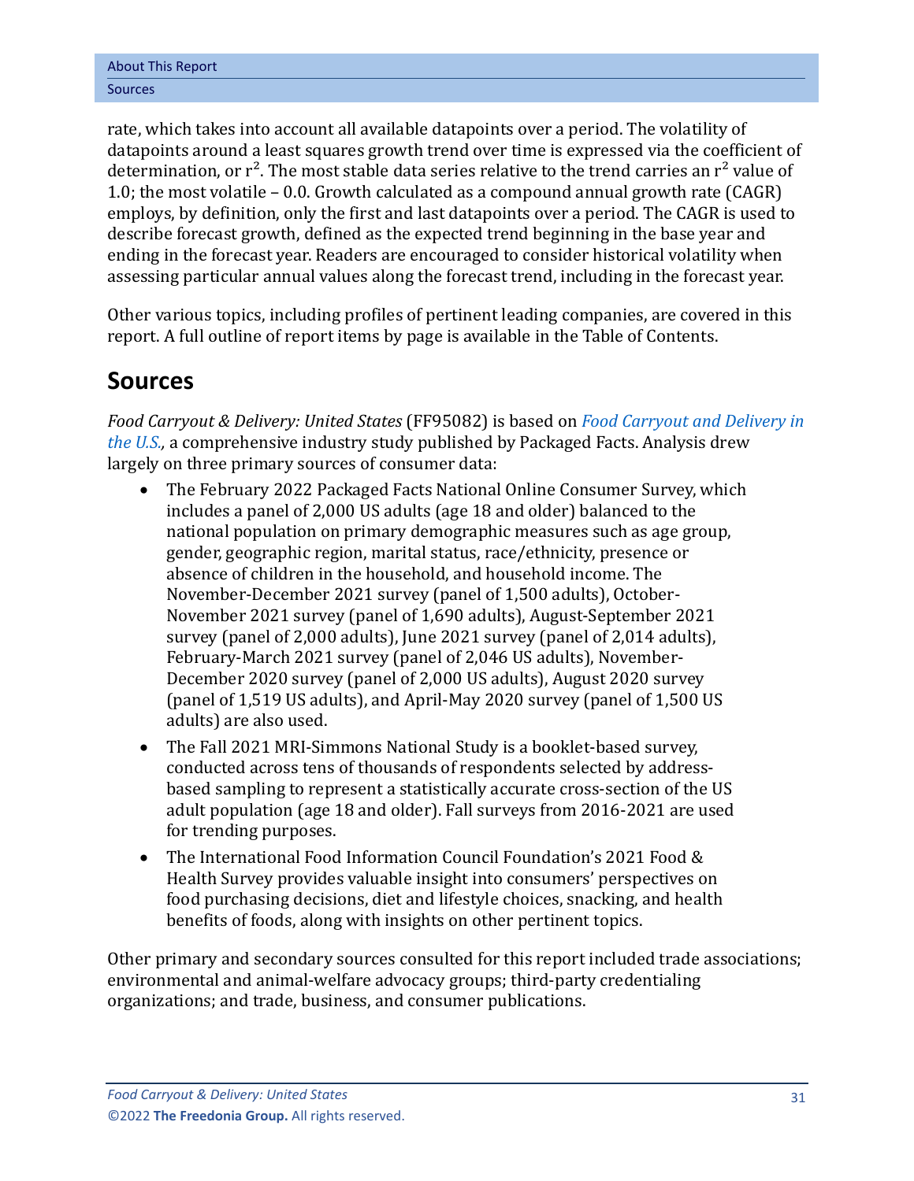rate, which takes into account all available datapoints over a period. The volatility of datapoints around a least squares growth trend over time is expressed via the coefficient of determination, or $r^2$. The most stable data series relative to the trend carries an $r^2$ value of 1.0; the most volatile – 0.0. Growth calculated as a compound annual growth rate (CAGR) employs, by definition, only the first and last datapoints over a period. The CAGR is used to describe forecast growth, defined as the expected trend beginning in the base year and ending in the forecast year. Readers are encouraged to consider historical volatility when assessing particular annual values along the forecast trend, including in the forecast year.

Other various topics, including profiles of pertinent leading companies, are covered in this report. A full outline of report items by page is available in the Table of Contents.

## Sources

*Food Carryout & Delivery: United States* (FF95082) is based on *Food Carryout and Delivery in the U.S.*, a comprehensive industry study published by Packaged Facts. Analysis drew largely on three primary sources of consumer data:

- The February 2022 Packaged Facts National Online Consumer Survey, which includes a panel of 2,000 US adults (age 18 and older) balanced to the national population on primary demographic measures such as age group, gender, geographic region, marital status, race/ethnicity, presence or absence of children in the household, and household income. The November-December 2021 survey (panel of 1,500 adults), October-November 2021 survey (panel of 1,690 adults), August-September 2021 survey (panel of 2,000 adults), June 2021 survey (panel of 2,014 adults), February-March 2021 survey (panel of 2,046 US adults), November-December 2020 survey (panel of 2,000 US adults), August 2020 survey (panel of 1,519 US adults), and April-May 2020 survey (panel of 1,500 US adults) are also used.
- The Fall 2021 MRI-Simmons National Study is a booklet-based survey, conducted across tens of thousands of respondents selected by address-based sampling to represent a statistically accurate cross-section of the US adult population (age 18 and older). Fall surveys from 2016-2021 are used for trending purposes.
- The International Food Information Council Foundation's 2021 Food & Health Survey provides valuable insight into consumers' perspectives on food purchasing decisions, diet and lifestyle choices, snacking, and health benefits of foods, along with insights on other pertinent topics.

Other primary and secondary sources consulted for this report included trade associations; environmental and animal-welfare advocacy groups; third-party credentialing organizations; and trade, business, and consumer publications.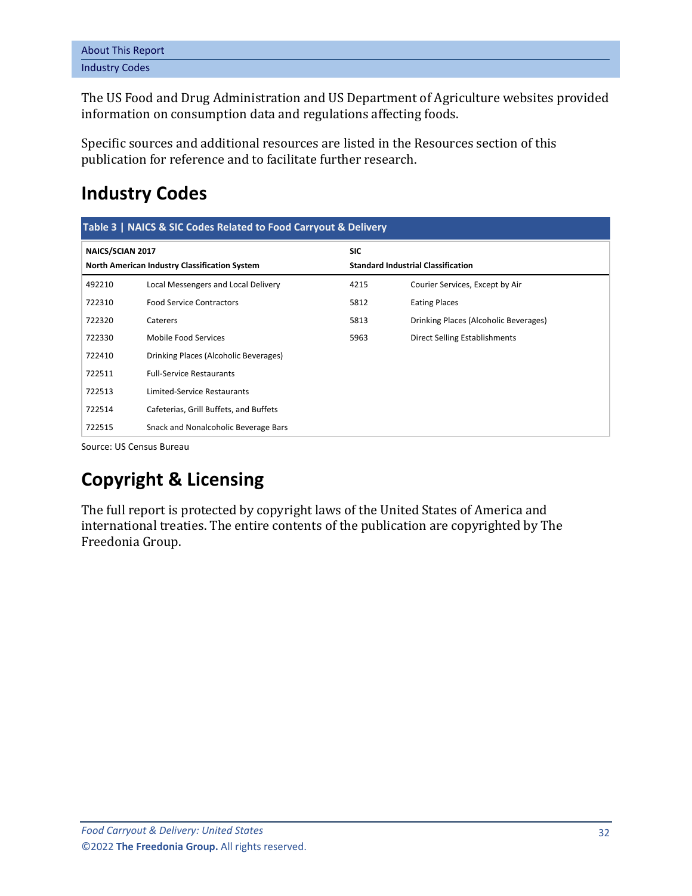The US Food and Drug Administration and US Department of Agriculture websites provided information on consumption data and regulations affecting foods.

Specific sources and additional resources are listed in the Resources section of this publication for reference and to facilitate further research.

## Industry Codes

**Table 3 | NAICS & SIC Codes Related to Food Carryout & Delivery**

| NAICS/SCIAN 2017 North American Industry Classification System | | SIC Standard Industrial Classification | |
|---|---|---|---|
| 492210 | Local Messengers and Local Delivery | 4215 | Courier Services, Except by Air |
| 722310 | Food Service Contractors | 5812 | Eating Places |
| 722320 | Caterers | 5813 | Drinking Places (Alcoholic Beverages) |
| 722330 | Mobile Food Services | 5963 | Direct Selling Establishments |
| 722410 | Drinking Places (Alcoholic Beverages) | | |
| 722511 | Full-Service Restaurants | | |
| 722513 | Limited-Service Restaurants | | |
| 722514 | Cafeterias, Grill Buffets, and Buffets | | |
| 722515 | Snack and Nonalcoholic Beverage Bars | | |

Source: US Census Bureau

## Copyright & Licensing

The full report is protected by copyright laws of the United States of America and international treaties. The entire contents of the publication are copyrighted by The Freedonia Group.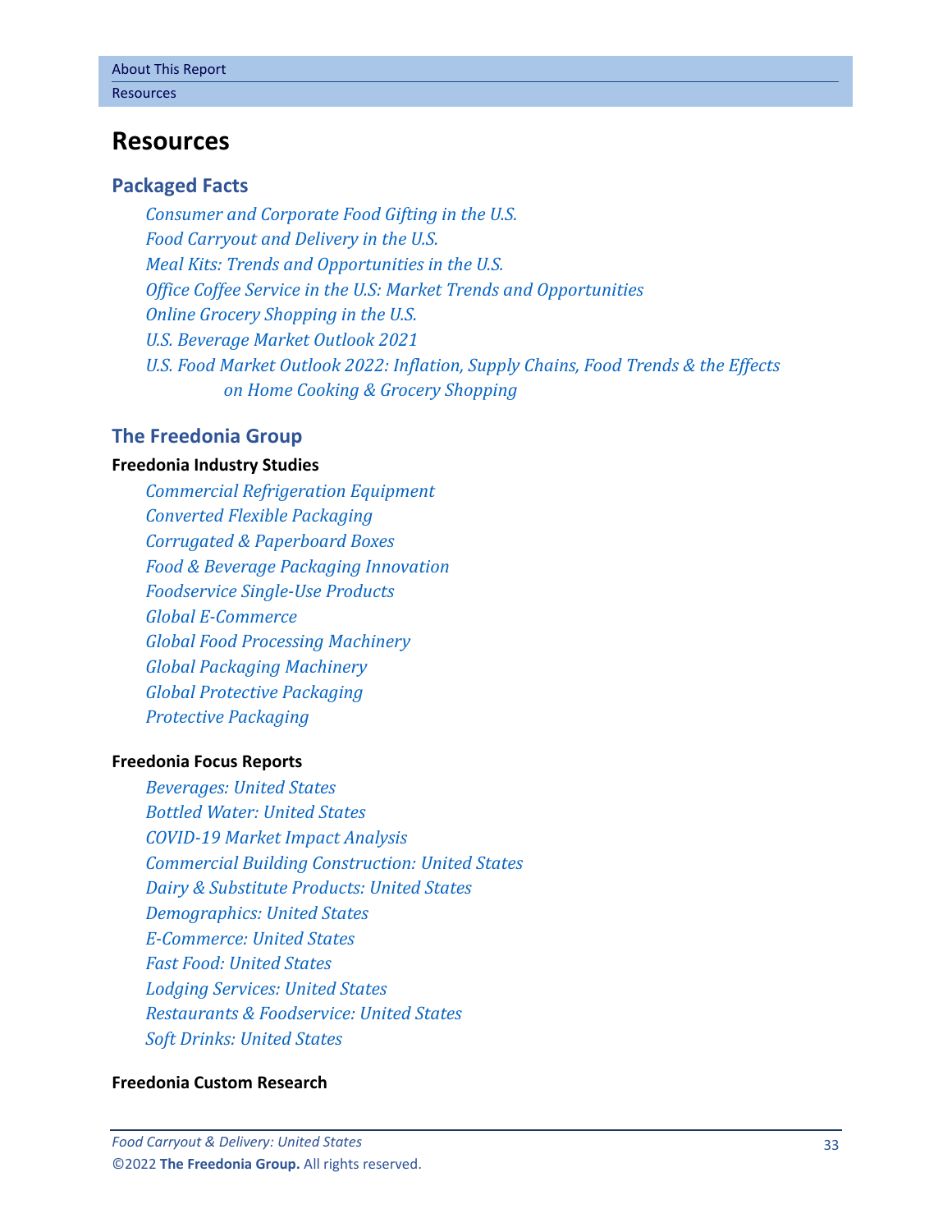# Resources

## Packaged Facts

*Consumer and Corporate Food Gifting in the U.S.*
*Food Carryout and Delivery in the U.S.*
*Meal Kits: Trends and Opportunities in the U.S.*
*Office Coffee Service in the U.S: Market Trends and Opportunities*
*Online Grocery Shopping in the U.S.*
*U.S. Beverage Market Outlook 2021*
*U.S. Food Market Outlook 2022: Inflation, Supply Chains, Food Trends & the Effects on Home Cooking & Grocery Shopping*

## The Freedonia Group

### Freedonia Industry Studies

*Commercial Refrigeration Equipment*
*Converted Flexible Packaging*
*Corrugated & Paperboard Boxes*
*Food & Beverage Packaging Innovation*
*Foodservice Single-Use Products*
*Global E-Commerce*
*Global Food Processing Machinery*
*Global Packaging Machinery*
*Global Protective Packaging*
*Protective Packaging*

### Freedonia Focus Reports

*Beverages: United States*
*Bottled Water: United States*
*COVID-19 Market Impact Analysis*
*Commercial Building Construction: United States*
*Dairy & Substitute Products: United States*
*Demographics: United States*
*E-Commerce: United States*
*Fast Food: United States*
*Lodging Services: United States*
*Restaurants & Foodservice: United States*
*Soft Drinks: United States*

### Freedonia Custom Research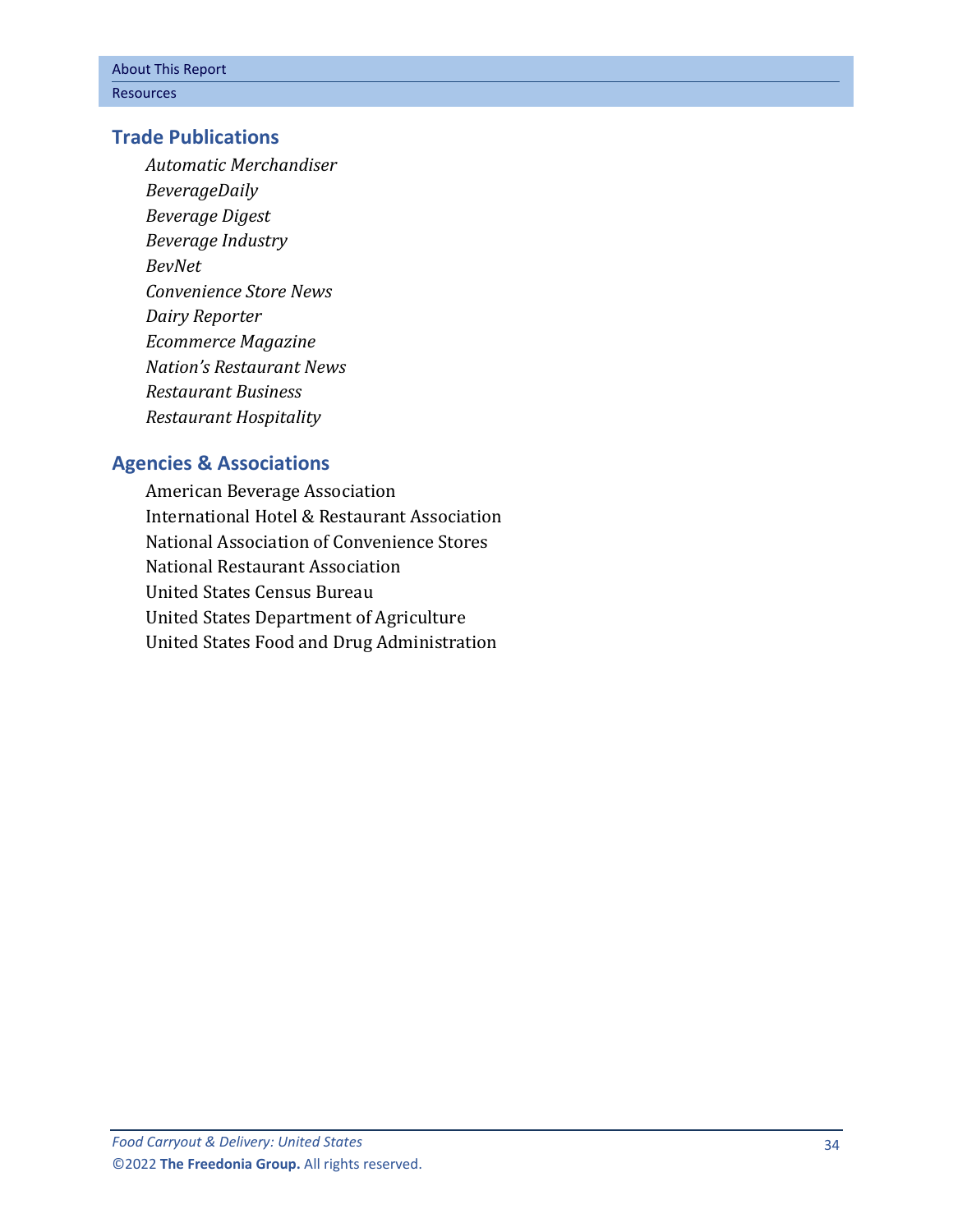## Trade Publications

*Automatic Merchandiser*
*BeverageDaily*
*Beverage Digest*
*Beverage Industry*
*BevNet*
*Convenience Store News*
*Dairy Reporter*
*Ecommerce Magazine*
*Nation's Restaurant News*
*Restaurant Business*
*Restaurant Hospitality*

## Agencies & Associations

American Beverage Association
International Hotel & Restaurant Association
National Association of Convenience Stores
National Restaurant Association
United States Census Bureau
United States Department of Agriculture
United States Food and Drug Administration